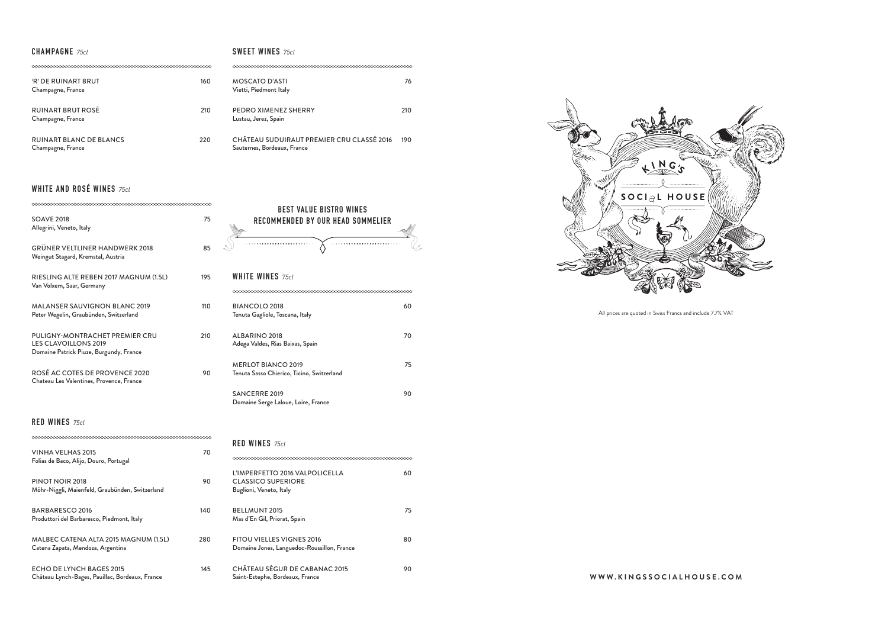## CHAMPAGNE *75cl*

| Wine | Price |
|---|---|
| 'R' DE RUINART BRUT<br>Champagne, France | 160 |
| RUINART BRUT ROSÉ<br>Champagne, France | 210 |
| RUINART BLANC DE BLANCS<br>Champagne, France | 220 |

## WHITE AND ROSÉ WINES *75cl*

| Wine | Price |
|---|---|
| SOAVE 2018<br>Allegrini, Veneto, Italy | 75 |
| GRÜNER VELTLINER HANDWERK 2018<br>Weingut Stagard, Kremstal, Austria | 85 |
| RIESLING ALTE REBEN 2017 MAGNUM (1.5L)<br>Van Volxem, Saar, Germany | 195 |
| MALANSER SAUVIGNON BLANC 2019<br>Peter Wegelin, Graubünden, Switzerland | 110 |
| PULIGNY-MONTRACHET PREMIER CRU LES CLAVOILLONS 2019<br>Domaine Patrick Piuze, Burgundy, France | 210 |
| ROSÉ AC COTES DE PROVENCE 2020<br>Chateau Les Valentines, Provence, France | 90 |

## RED WINES *75cl*

| Wine | Price |
|---|---|
| VINHA VELHAS 2015<br>Folias de Baco, Alijo, Douro, Portugal | 70 |
| PINOT NOIR 2018<br>Möhr-Niggli, Maienfeld, Graubünden, Switzerland | 90 |
| BARBARESCO 2016<br>Produttori del Barbaresco, Piedmont, Italy | 140 |
| MALBEC CATENA ALTA 2015 MAGNUM (1.5L)<br>Catena Zapata, Mendoza, Argentina | 280 |
| ECHO DE LYNCH BAGES 2015<br>Château Lynch-Bages, Pauillac, Bordeaux, France | 145 |

## SWEET WINES *75cl*

| Wine | Price |
|---|---|
| MOSCATO D'ASTI<br>Vietti, Piedmont Italy | 76 |
| PEDRO XIMENEZ SHERRY<br>Lustau, Jerez, Spain | 210 |
| CHÂTEAU SUDUIRAUT PREMIER CRU CLASSÉ 2016<br>Sauternes, Bordeaux, France | 190 |

## BEST VALUE BISTRO WINES RECOMMENDED BY OUR HEAD SOMMELIER

### WHITE WINES *75cl*

| Wine | Price |
|---|---|
| BIANCOLO 2018<br>Tenuta Gagliole, Toscana, Italy | 60 |
| ALBARINO 2018<br>Adega Valdes, Rias Baixas, Spain | 70 |
| MERLOT BIANCO 2019<br>Tenuta Sasso Chierico, Ticino, Switzerland | 75 |
| SANCERRE 2019<br>Domaine Serge Laloue, Loire, France | 90 |

### RED WINES *75cl*

| Wine | Price |
|---|---|
| L'IMPERFETTO 2016 VALPOLICELLA CLASSICO SUPERIORE<br>Buglioni, Veneto, Italy | 60 |
| BELLMUNT 2015<br>Mas d'En Gil, Priorat, Spain | 75 |
| FITOU VIELLES VIGNES 2016<br>Domaine Jones, Languedoc-Roussillon, France | 80 |
| CHÂTEAU SÉGUR DE CABANAC 2015<br>Saint-Estephe, Bordeaux, France | 90 |

KING'S SOCIAL HOUSE

All prices are quoted in Swiss Francs and include 7.7% VAT

WWW.KINGSSOCIALHOUSE.COM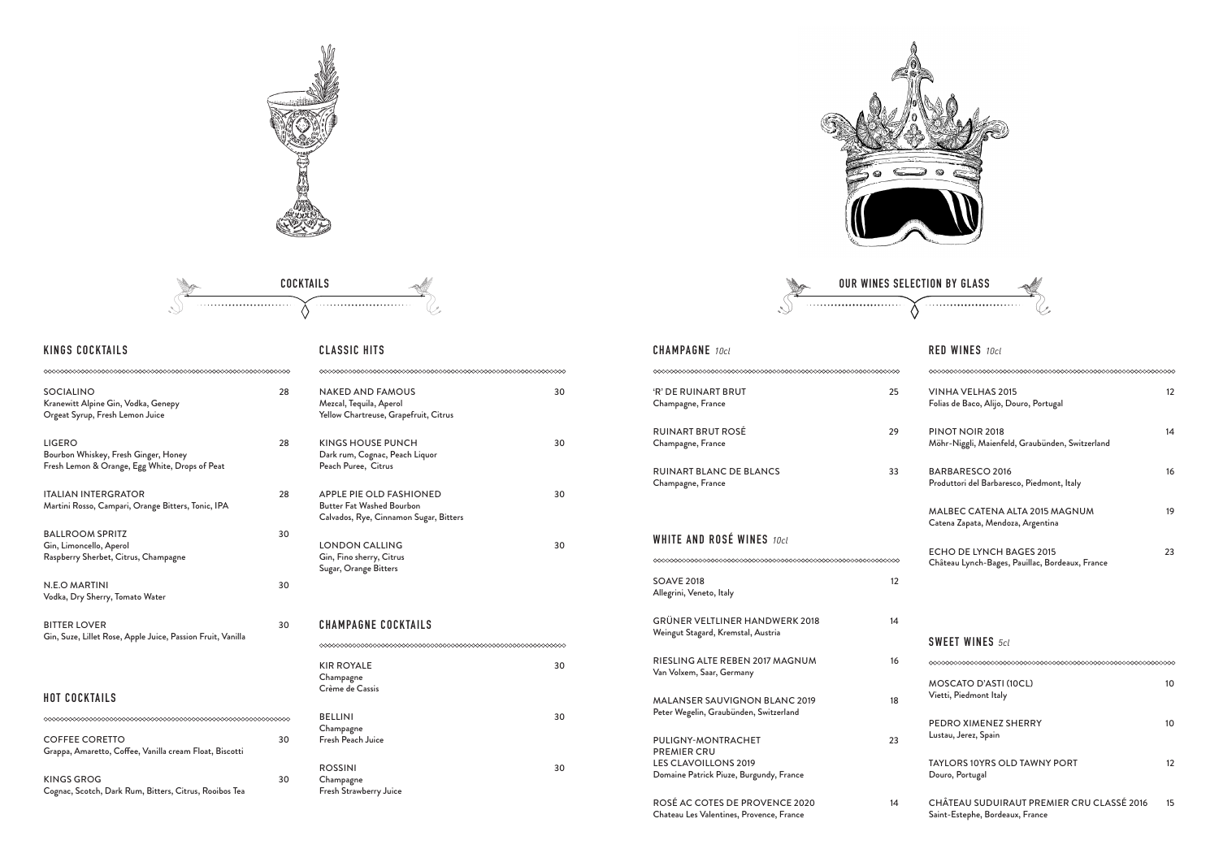# COCKTAILS

## KINGS COCKTAILS

| | |
|---|---|
| SOCIALINO<br>Kranewitt Alpine Gin, Vodka, Genepy<br>Orgeat Syrup, Fresh Lemon Juice | 28 |
| LIGERO<br>Bourbon Whiskey, Fresh Ginger, Honey<br>Fresh Lemon & Orange, Egg White, Drops of Peat | 28 |
| ITALIAN INTERGRATOR<br>Martini Rosso, Campari, Orange Bitters, Tonic, IPA | 28 |
| BALLROOM SPRITZ<br>Gin, Limoncello, Aperol<br>Raspberry Sherbet, Citrus, Champagne | 30 |
| N.E.O MARTINI<br>Vodka, Dry Sherry, Tomato Water | 30 |
| BITTER LOVER<br>Gin, Suze, Lillet Rose, Apple Juice, Passion Fruit, Vanilla | 30 |

## HOT COCKTAILS

| | |
|---|---|
| COFFEE CORETTO<br>Grappa, Amaretto, Coffee, Vanilla cream Float, Biscotti | 30 |
| KINGS GROG<br>Cognac, Scotch, Dark Rum, Bitters, Citrus, Rooibos Tea | 30 |

## CLASSIC HITS

| | |
|---|---|
| NAKED AND FAMOUS<br>Mezcal, Tequila, Aperol<br>Yellow Chartreuse, Grapefruit, Citrus | 30 |
| KINGS HOUSE PUNCH<br>Dark rum, Cognac, Peach Liquor<br>Peach Puree, Citrus | 30 |
| APPLE PIE OLD FASHIONED<br>Butter Fat Washed Bourbon<br>Calvados, Rye, Cinnamon Sugar, Bitters | 30 |
| LONDON CALLING<br>Gin, Fino sherry, Citrus<br>Sugar, Orange Bitters | 30 |

## CHAMPAGNE COCKTAILS

| | |
|---|---|
| KIR ROYALE<br>Champagne<br>Crème de Cassis | 30 |
| BELLINI<br>Champagne<br>Fresh Peach Juice | 30 |
| ROSSINI<br>Champagne<br>Fresh Strawberry Juice | 30 |

# OUR WINES SELECTION BY GLASS

## CHAMPAGNE *10cl*

| | |
|---|---|
| 'R' DE RUINART BRUT<br>Champagne, France | 25 |
| RUINART BRUT ROSÉ<br>Champagne, France | 29 |
| RUINART BLANC DE BLANCS<br>Champagne, France | 33 |

## WHITE AND ROSÉ WINES *10cl*

| | |
|---|---|
| SOAVE 2018<br>Allegrini, Veneto, Italy | 12 |
| GRÜNER VELTLINER HANDWERK 2018<br>Weingut Stagard, Kremstal, Austria | 14 |
| RIESLING ALTE REBEN 2017 MAGNUM<br>Van Volxem, Saar, Germany | 16 |
| MALANSER SAUVIGNON BLANC 2019<br>Peter Wegelin, Graubünden, Switzerland | 18 |
| PULIGNY-MONTRACHET<br>PREMIER CRU<br>LES CLAVOILLONS 2019<br>Domaine Patrick Piuze, Burgundy, France | 23 |
| ROSÉ AC COTES DE PROVENCE 2020<br>Chateau Les Valentines, Provence, France | 14 |

## RED WINES *10cl*

| | |
|---|---|
| VINHA VELHAS 2015<br>Folias de Baco, Alijo, Douro, Portugal | 12 |
| PINOT NOIR 2018<br>Möhr-Niggli, Maienfeld, Graubünden, Switzerland | 14 |
| BARBARESCO 2016<br>Produttori del Barbaresco, Piedmont, Italy | 16 |
| MALBEC CATENA ALTA 2015 MAGNUM<br>Catena Zapata, Mendoza, Argentina | 19 |
| ECHO DE LYNCH BAGES 2015<br>Château Lynch-Bages, Pauillac, Bordeaux, France | 23 |

## SWEET WINES *5cl*

| | |
|---|---|
| MOSCATO D'ASTI (10CL)<br>Vietti, Piedmont Italy | 10 |
| PEDRO XIMENEZ SHERRY<br>Lustau, Jerez, Spain | 10 |
| TAYLORS 10YRS OLD TAWNY PORT<br>Douro, Portugal | 12 |
| CHÂTEAU SUDUIRAUT PREMIER CRU CLASSÉ 2016<br>Saint-Estephe, Bordeaux, France | 15 |